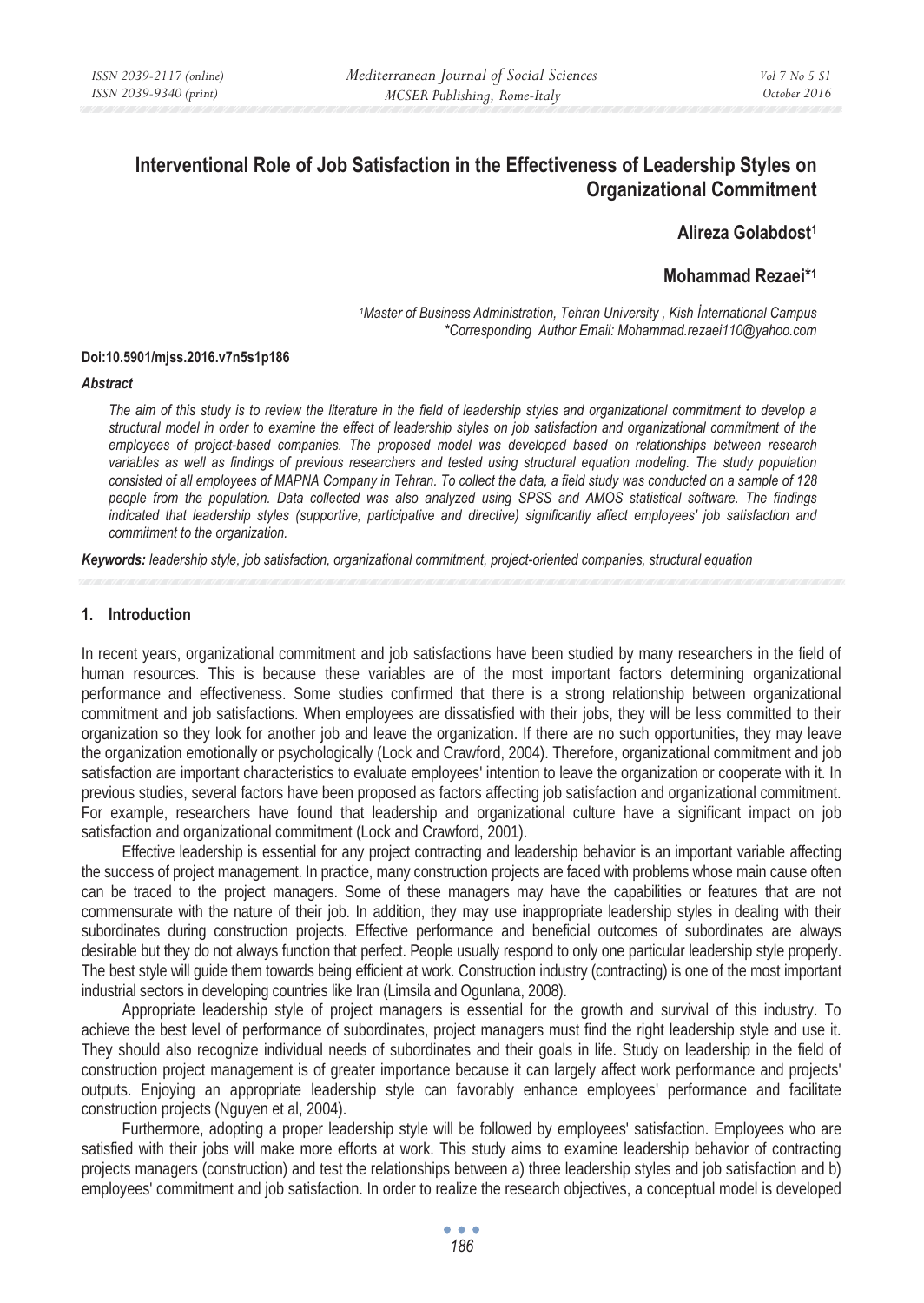# Interventional Role of Job Satisfaction in the Effectiveness of Leadership Styles on Organizational Commitment

**Alireza Golabdost[1]**

**Mohammad Rezaei*[1]**

*[1]Master of Business Administration, Tehran University , Kish İnternational Campus*
*\*Corresponding Author Email: Mohammad.rezaei110@yahoo.com*

**Doi:10.5901/mjss.2016.v7n5s1p186**

***Abstract***

*The aim of this study is to review the literature in the field of leadership styles and organizational commitment to develop a structural model in order to examine the effect of leadership styles on job satisfaction and organizational commitment of the employees of project-based companies. The proposed model was developed based on relationships between research variables as well as findings of previous researchers and tested using structural equation modeling. The study population consisted of all employees of MAPNA Company in Tehran. To collect the data, a field study was conducted on a sample of 128 people from the population. Data collected was also analyzed using SPSS and AMOS statistical software. The findings indicated that leadership styles (supportive, participative and directive) significantly affect employees' job satisfaction and commitment to the organization.*

***Keywords:*** *leadership style, job satisfaction, organizational commitment, project-oriented companies, structural equation*

## 1. Introduction

In recent years, organizational commitment and job satisfactions have been studied by many researchers in the field of human resources. This is because these variables are of the most important factors determining organizational performance and effectiveness. Some studies confirmed that there is a strong relationship between organizational commitment and job satisfactions. When employees are dissatisfied with their jobs, they will be less committed to their organization so they look for another job and leave the organization. If there are no such opportunities, they may leave the organization emotionally or psychologically (Lock and Crawford, 2004). Therefore, organizational commitment and job satisfaction are important characteristics to evaluate employees' intention to leave the organization or cooperate with it. In previous studies, several factors have been proposed as factors affecting job satisfaction and organizational commitment. For example, researchers have found that leadership and organizational culture have a significant impact on job satisfaction and organizational commitment (Lock and Crawford, 2001).

Effective leadership is essential for any project contracting and leadership behavior is an important variable affecting the success of project management. In practice, many construction projects are faced with problems whose main cause often can be traced to the project managers. Some of these managers may have the capabilities or features that are not commensurate with the nature of their job. In addition, they may use inappropriate leadership styles in dealing with their subordinates during construction projects. Effective performance and beneficial outcomes of subordinates are always desirable but they do not always function that perfect. People usually respond to only one particular leadership style properly. The best style will guide them towards being efficient at work. Construction industry (contracting) is one of the most important industrial sectors in developing countries like Iran (Limsila and Ogunlana, 2008).

Appropriate leadership style of project managers is essential for the growth and survival of this industry. To achieve the best level of performance of subordinates, project managers must find the right leadership style and use it. They should also recognize individual needs of subordinates and their goals in life. Study on leadership in the field of construction project management is of greater importance because it can largely affect work performance and projects' outputs. Enjoying an appropriate leadership style can favorably enhance employees' performance and facilitate construction projects (Nguyen et al, 2004).

Furthermore, adopting a proper leadership style will be followed by employees' satisfaction. Employees who are satisfied with their jobs will make more efforts at work. This study aims to examine leadership behavior of contracting projects managers (construction) and test the relationships between a) three leadership styles and job satisfaction and b) employees' commitment and job satisfaction. In order to realize the research objectives, a conceptual model is developed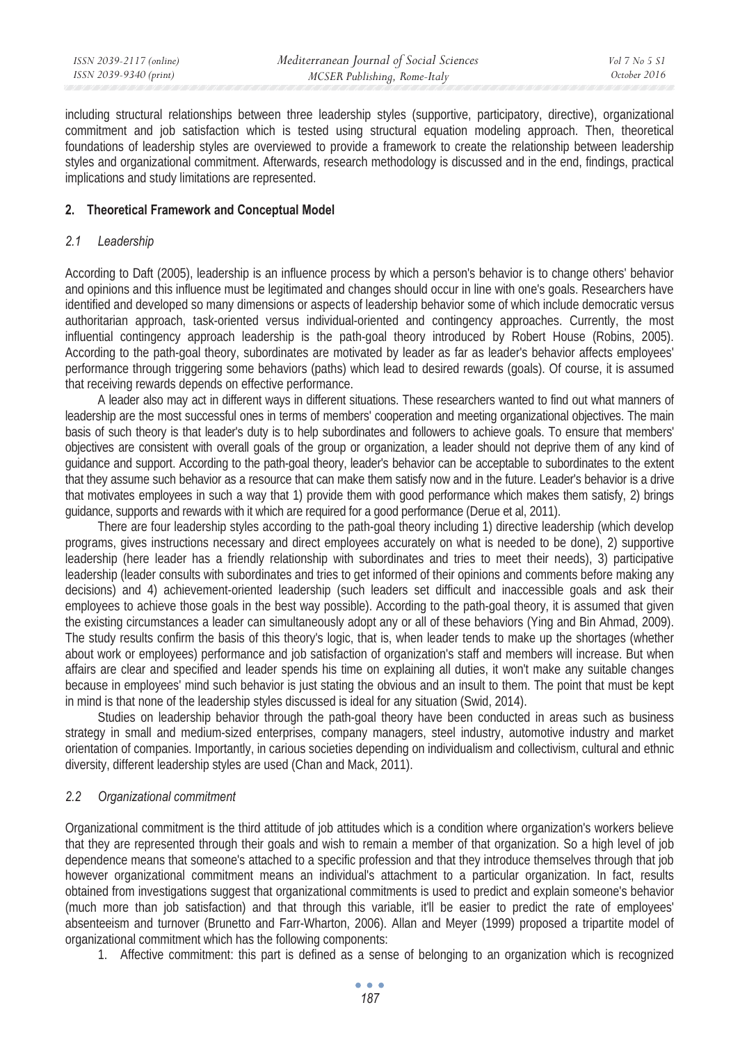including structural relationships between three leadership styles (supportive, participatory, directive), organizational commitment and job satisfaction which is tested using structural equation modeling approach. Then, theoretical foundations of leadership styles are overviewed to provide a framework to create the relationship between leadership styles and organizational commitment. Afterwards, research methodology is discussed and in the end, findings, practical implications and study limitations are represented.

## 2. Theoretical Framework and Conceptual Model

### *2.1 Leadership*

According to Daft (2005), leadership is an influence process by which a person's behavior is to change others' behavior and opinions and this influence must be legitimated and changes should occur in line with one's goals. Researchers have identified and developed so many dimensions or aspects of leadership behavior some of which include democratic versus authoritarian approach, task-oriented versus individual-oriented and contingency approaches. Currently, the most influential contingency approach leadership is the path-goal theory introduced by Robert House (Robins, 2005). According to the path-goal theory, subordinates are motivated by leader as far as leader's behavior affects employees' performance through triggering some behaviors (paths) which lead to desired rewards (goals). Of course, it is assumed that receiving rewards depends on effective performance.

A leader also may act in different ways in different situations. These researchers wanted to find out what manners of leadership are the most successful ones in terms of members' cooperation and meeting organizational objectives. The main basis of such theory is that leader's duty is to help subordinates and followers to achieve goals. To ensure that members' objectives are consistent with overall goals of the group or organization, a leader should not deprive them of any kind of guidance and support. According to the path-goal theory, leader's behavior can be acceptable to subordinates to the extent that they assume such behavior as a resource that can make them satisfy now and in the future. Leader's behavior is a drive that motivates employees in such a way that 1) provide them with good performance which makes them satisfy, 2) brings guidance, supports and rewards with it which are required for a good performance (Derue et al, 2011).

There are four leadership styles according to the path-goal theory including 1) directive leadership (which develop programs, gives instructions necessary and direct employees accurately on what is needed to be done), 2) supportive leadership (here leader has a friendly relationship with subordinates and tries to meet their needs), 3) participative leadership (leader consults with subordinates and tries to get informed of their opinions and comments before making any decisions) and 4) achievement-oriented leadership (such leaders set difficult and inaccessible goals and ask their employees to achieve those goals in the best way possible). According to the path-goal theory, it is assumed that given the existing circumstances a leader can simultaneously adopt any or all of these behaviors (Ying and Bin Ahmad, 2009). The study results confirm the basis of this theory's logic, that is, when leader tends to make up the shortages (whether about work or employees) performance and job satisfaction of organization's staff and members will increase. But when affairs are clear and specified and leader spends his time on explaining all duties, it won't make any suitable changes because in employees' mind such behavior is just stating the obvious and an insult to them. The point that must be kept in mind is that none of the leadership styles discussed is ideal for any situation (Swid, 2014).

Studies on leadership behavior through the path-goal theory have been conducted in areas such as business strategy in small and medium-sized enterprises, company managers, steel industry, automotive industry and market orientation of companies. Importantly, in carious societies depending on individualism and collectivism, cultural and ethnic diversity, different leadership styles are used (Chan and Mack, 2011).

### *2.2 Organizational commitment*

Organizational commitment is the third attitude of job attitudes which is a condition where organization's workers believe that they are represented through their goals and wish to remain a member of that organization. So a high level of job dependence means that someone's attached to a specific profession and that they introduce themselves through that job however organizational commitment means an individual's attachment to a particular organization. In fact, results obtained from investigations suggest that organizational commitments is used to predict and explain someone's behavior (much more than job satisfaction) and that through this variable, it'll be easier to predict the rate of employees' absenteeism and turnover (Brunetto and Farr-Wharton, 2006). Allan and Meyer (1999) proposed a tripartite model of organizational commitment which has the following components:

1. Affective commitment: this part is defined as a sense of belonging to an organization which is recognized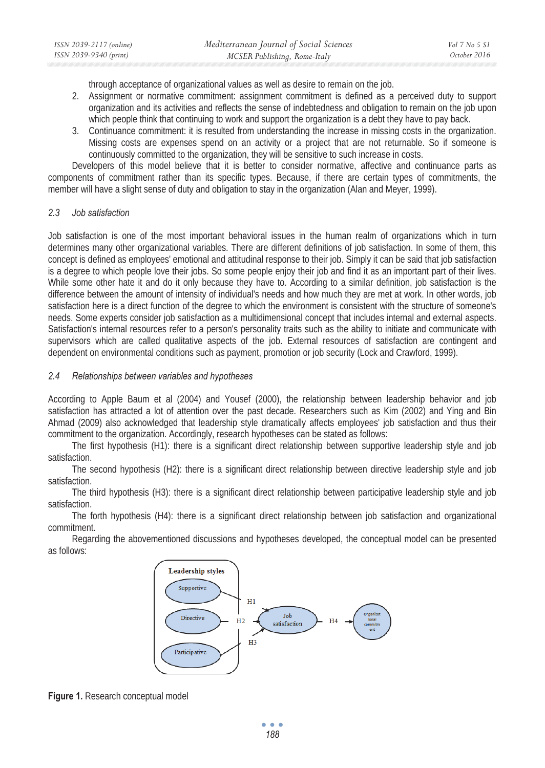through acceptance of organizational values as well as desire to remain on the job.

2. Assignment or normative commitment: assignment commitment is defined as a perceived duty to support organization and its activities and reflects the sense of indebtedness and obligation to remain on the job upon which people think that continuing to work and support the organization is a debt they have to pay back.
3. Continuance commitment: it is resulted from understanding the increase in missing costs in the organization. Missing costs are expenses spend on an activity or a project that are not returnable. So if someone is continuously committed to the organization, they will be sensitive to such increase in costs.

Developers of this model believe that it is better to consider normative, affective and continuance parts as components of commitment rather than its specific types. Because, if there are certain types of commitments, the member will have a slight sense of duty and obligation to stay in the organization (Alan and Meyer, 1999).

### *2.3 Job satisfaction*

Job satisfaction is one of the most important behavioral issues in the human realm of organizations which in turn determines many other organizational variables. There are different definitions of job satisfaction. In some of them, this concept is defined as employees' emotional and attitudinal response to their job. Simply it can be said that job satisfaction is a degree to which people love their jobs. So some people enjoy their job and find it as an important part of their lives. While some other hate it and do it only because they have to. According to a similar definition, job satisfaction is the difference between the amount of intensity of individual's needs and how much they are met at work. In other words, job satisfaction here is a direct function of the degree to which the environment is consistent with the structure of someone's needs. Some experts consider job satisfaction as a multidimensional concept that includes internal and external aspects. Satisfaction's internal resources refer to a person's personality traits such as the ability to initiate and communicate with supervisors which are called qualitative aspects of the job. External resources of satisfaction are contingent and dependent on environmental conditions such as payment, promotion or job security (Lock and Crawford, 1999).

### *2.4 Relationships between variables and hypotheses*

According to Apple Baum et al (2004) and Yousef (2000), the relationship between leadership behavior and job satisfaction has attracted a lot of attention over the past decade. Researchers such as Kim (2002) and Ying and Bin Ahmad (2009) also acknowledged that leadership style dramatically affects employees' job satisfaction and thus their commitment to the organization. Accordingly, research hypotheses can be stated as follows:

The first hypothesis (H1): there is a significant direct relationship between supportive leadership style and job satisfaction.

The second hypothesis (H2): there is a significant direct relationship between directive leadership style and job satisfaction.

The third hypothesis (H3): there is a significant direct relationship between participative leadership style and job satisfaction.

The forth hypothesis (H4): there is a significant direct relationship between job satisfaction and organizational commitment.

Regarding the abovementioned discussions and hypotheses developed, the conceptual model can be presented as follows:

Leadership styles
Supportive
Directive
Participative
H1
H2
H3
Job satisfaction
H4
Organizational commitment

**Figure 1.** Research conceptual model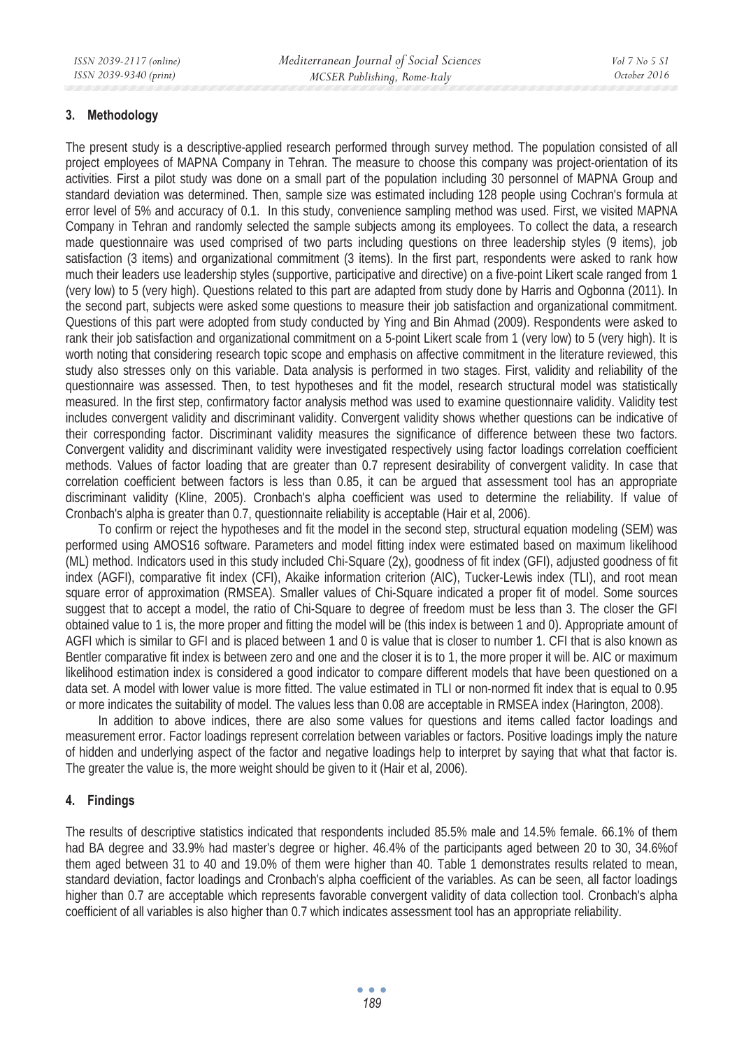## 3. Methodology

The present study is a descriptive-applied research performed through survey method. The population consisted of all project employees of MAPNA Company in Tehran. The measure to choose this company was project-orientation of its activities. First a pilot study was done on a small part of the population including 30 personnel of MAPNA Group and standard deviation was determined. Then, sample size was estimated including 128 people using Cochran's formula at error level of 5% and accuracy of 0.1. In this study, convenience sampling method was used. First, we visited MAPNA Company in Tehran and randomly selected the sample subjects among its employees. To collect the data, a research made questionnaire was used comprised of two parts including questions on three leadership styles (9 items), job satisfaction (3 items) and organizational commitment (3 items). In the first part, respondents were asked to rank how much their leaders use leadership styles (supportive, participative and directive) on a five-point Likert scale ranged from 1 (very low) to 5 (very high). Questions related to this part are adapted from study done by Harris and Ogbonna (2011). In the second part, subjects were asked some questions to measure their job satisfaction and organizational commitment. Questions of this part were adopted from study conducted by Ying and Bin Ahmad (2009). Respondents were asked to rank their job satisfaction and organizational commitment on a 5-point Likert scale from 1 (very low) to 5 (very high). It is worth noting that considering research topic scope and emphasis on affective commitment in the literature reviewed, this study also stresses only on this variable. Data analysis is performed in two stages. First, validity and reliability of the questionnaire was assessed. Then, to test hypotheses and fit the model, research structural model was statistically measured. In the first step, confirmatory factor analysis method was used to examine questionnaire validity. Validity test includes convergent validity and discriminant validity. Convergent validity shows whether questions can be indicative of their corresponding factor. Discriminant validity measures the significance of difference between these two factors. Convergent validity and discriminant validity were investigated respectively using factor loadings correlation coefficient methods. Values of factor loading that are greater than 0.7 represent desirability of convergent validity. In case that correlation coefficient between factors is less than 0.85, it can be argued that assessment tool has an appropriate discriminant validity (Kline, 2005). Cronbach's alpha coefficient was used to determine the reliability. If value of Cronbach's alpha is greater than 0.7, questionnaite reliability is acceptable (Hair et al, 2006).

To confirm or reject the hypotheses and fit the model in the second step, structural equation modeling (SEM) was performed using AMOS16 software. Parameters and model fitting index were estimated based on maximum likelihood (ML) method. Indicators used in this study included Chi-Square ($2\chi$), goodness of fit index (GFI), adjusted goodness of fit index (AGFI), comparative fit index (CFI), Akaike information criterion (AIC), Tucker-Lewis index (TLI), and root mean square error of approximation (RMSEA). Smaller values of Chi-Square indicated a proper fit of model. Some sources suggest that to accept a model, the ratio of Chi-Square to degree of freedom must be less than 3. The closer the GFI obtained value to 1 is, the more proper and fitting the model will be (this index is between 1 and 0). Appropriate amount of AGFI which is similar to GFI and is placed between 1 and 0 is value that is closer to number 1. CFI that is also known as Bentler comparative fit index is between zero and one and the closer it is to 1, the more proper it will be. AIC or maximum likelihood estimation index is considered a good indicator to compare different models that have been questioned on a data set. A model with lower value is more fitted. The value estimated in TLI or non-normed fit index that is equal to 0.95 or more indicates the suitability of model. The values less than 0.08 are acceptable in RMSEA index (Harington, 2008).

In addition to above indices, there are also some values for questions and items called factor loadings and measurement error. Factor loadings represent correlation between variables or factors. Positive loadings imply the nature of hidden and underlying aspect of the factor and negative loadings help to interpret by saying that what that factor is. The greater the value is, the more weight should be given to it (Hair et al, 2006).

## 4. Findings

The results of descriptive statistics indicated that respondents included 85.5% male and 14.5% female. 66.1% of them had BA degree and 33.9% had master's degree or higher. 46.4% of the participants aged between 20 to 30, 34.6%of them aged between 31 to 40 and 19.0% of them were higher than 40. Table 1 demonstrates results related to mean, standard deviation, factor loadings and Cronbach's alpha coefficient of the variables. As can be seen, all factor loadings higher than 0.7 are acceptable which represents favorable convergent validity of data collection tool. Cronbach's alpha coefficient of all variables is also higher than 0.7 which indicates assessment tool has an appropriate reliability.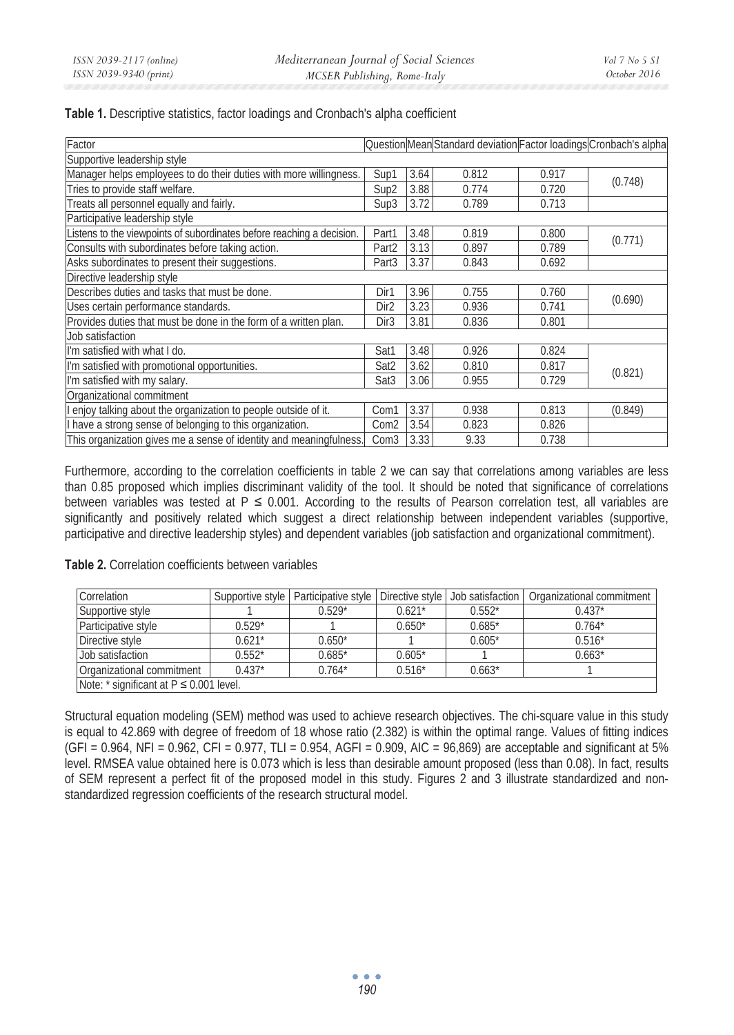**Table 1.** Descriptive statistics, factor loadings and Cronbach's alpha coefficient

| Factor | Question | Mean | Standard deviation | Factor loadings | Cronbach's alpha |
|---|---|---|---|---|---|
| Supportive leadership style | | | | | |
| Manager helps employees to do their duties with more willingness. | Sup1 | 3.64 | 0.812 | 0.917 | (0.748) |
| Tries to provide staff welfare. | Sup2 | 3.88 | 0.774 | 0.720 | |
| Treats all personnel equally and fairly. | Sup3 | 3.72 | 0.789 | 0.713 | |
| Participative leadership style | | | | | |
| Listens to the viewpoints of subordinates before reaching a decision. | Part1 | 3.48 | 0.819 | 0.800 | (0.771) |
| Consults with subordinates before taking action. | Part2 | 3.13 | 0.897 | 0.789 | |
| Asks subordinates to present their suggestions. | Part3 | 3.37 | 0.843 | 0.692 | |
| Directive leadership style | | | | | |
| Describes duties and tasks that must be done. | Dir1 | 3.96 | 0.755 | 0.760 | (0.690) |
| Uses certain performance standards. | Dir2 | 3.23 | 0.936 | 0.741 | |
| Provides duties that must be done in the form of a written plan. | Dir3 | 3.81 | 0.836 | 0.801 | |
| Job satisfaction | | | | | |
| I'm satisfied with what I do. | Sat1 | 3.48 | 0.926 | 0.824 | |
| I'm satisfied with promotional opportunities. | Sat2 | 3.62 | 0.810 | 0.817 | (0.821) |
| I'm satisfied with my salary. | Sat3 | 3.06 | 0.955 | 0.729 | |
| Organizational commitment | | | | | |
| I enjoy talking about the organization to people outside of it. | Com1 | 3.37 | 0.938 | 0.813 | (0.849) |
| I have a strong sense of belonging to this organization. | Com2 | 3.54 | 0.823 | 0.826 | |
| This organization gives me a sense of identity and meaningfulness. | Com3 | 3.33 | 9.33 | 0.738 | |

Furthermore, according to the correlation coefficients in table 2 we can say that correlations among variables are less than 0.85 proposed which implies discriminant validity of the tool. It should be noted that significance of correlations between variables was tested at $P \leq 0.001$. According to the results of Pearson correlation test, all variables are significantly and positively related which suggest a direct relationship between independent variables (supportive, participative and directive leadership styles) and dependent variables (job satisfaction and organizational commitment).

**Table 2.** Correlation coefficients between variables

| Correlation | Supportive style | Participative style | Directive style | Job satisfaction | Organizational commitment |
|---|---|---|---|---|---|
| Supportive style | 1 | 0.529* | 0.621* | 0.552* | 0.437* |
| Participative style | 0.529* | 1 | 0.650* | 0.685* | 0.764* |
| Directive style | 0.621* | 0.650* | 1 | 0.605* | 0.516* |
| Job satisfaction | 0.552* | 0.685* | 0.605* | 1 | 0.663* |
| Organizational commitment | 0.437* | 0.764* | 0.516* | 0.663* | 1 |
| Note: * significant at $P \leq 0.001$ level. | | | | | |

Structural equation modeling (SEM) method was used to achieve research objectives. The chi-square value in this study is equal to 42.869 with degree of freedom of 18 whose ratio (2.382) is within the optimal range. Values of fitting indices (GFI = 0.964, NFI = 0.962, CFI = 0.977, TLI = 0.954, AGFI = 0.909, AIC = 96,869) are acceptable and significant at 5% level. RMSEA value obtained here is 0.073 which is less than desirable amount proposed (less than 0.08). In fact, results of SEM represent a perfect fit of the proposed model in this study. Figures 2 and 3 illustrate standardized and non-standardized regression coefficients of the research structural model.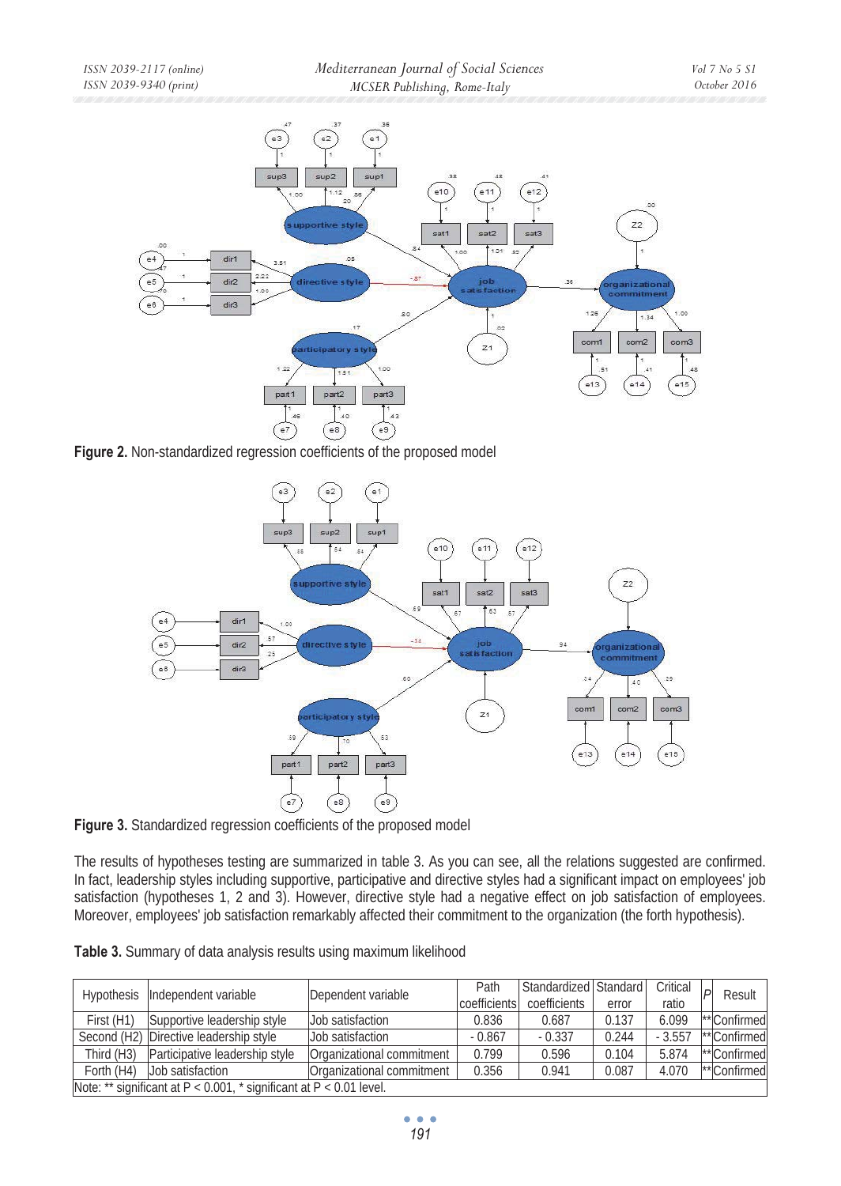**Figure 2.** Non-standardized regression coefficients of the proposed model

**Figure 3.** Standardized regression coefficients of the proposed model

The results of hypotheses testing are summarized in table 3. As you can see, all the relations suggested are confirmed. In fact, leadership styles including supportive, participative and directive styles had a significant impact on employees' job satisfaction (hypotheses 1, 2 and 3). However, directive style had a negative effect on job satisfaction of employees. Moreover, employees' job satisfaction remarkably affected their commitment to the organization (the forth hypothesis).

**Table 3.** Summary of data analysis results using maximum likelihood

| Hypothesis | Independent variable | Dependent variable | Path coefficients | Standardized coefficients | Standard error | Critical ratio | P | Result |
|---|---|---|---|---|---|---|---|---|
| First (H1) | Supportive leadership style | Job satisfaction | 0.836 | 0.687 | 0.137 | 6.099 | ** | Confirmed |
| Second (H2) | Directive leadership style | Job satisfaction | - 0.867 | - 0.337 | 0.244 | - 3.557 | ** | Confirmed |
| Third (H3) | Participative leadership style | Organizational commitment | 0.799 | 0.596 | 0.104 | 5.874 | ** | Confirmed |
| Forth (H4) | Job satisfaction | Organizational commitment | 0.356 | 0.941 | 0.087 | 4.070 | ** | Confirmed |

Note: ** significant at $P < 0.001$, * significant at $P < 0.01$ level.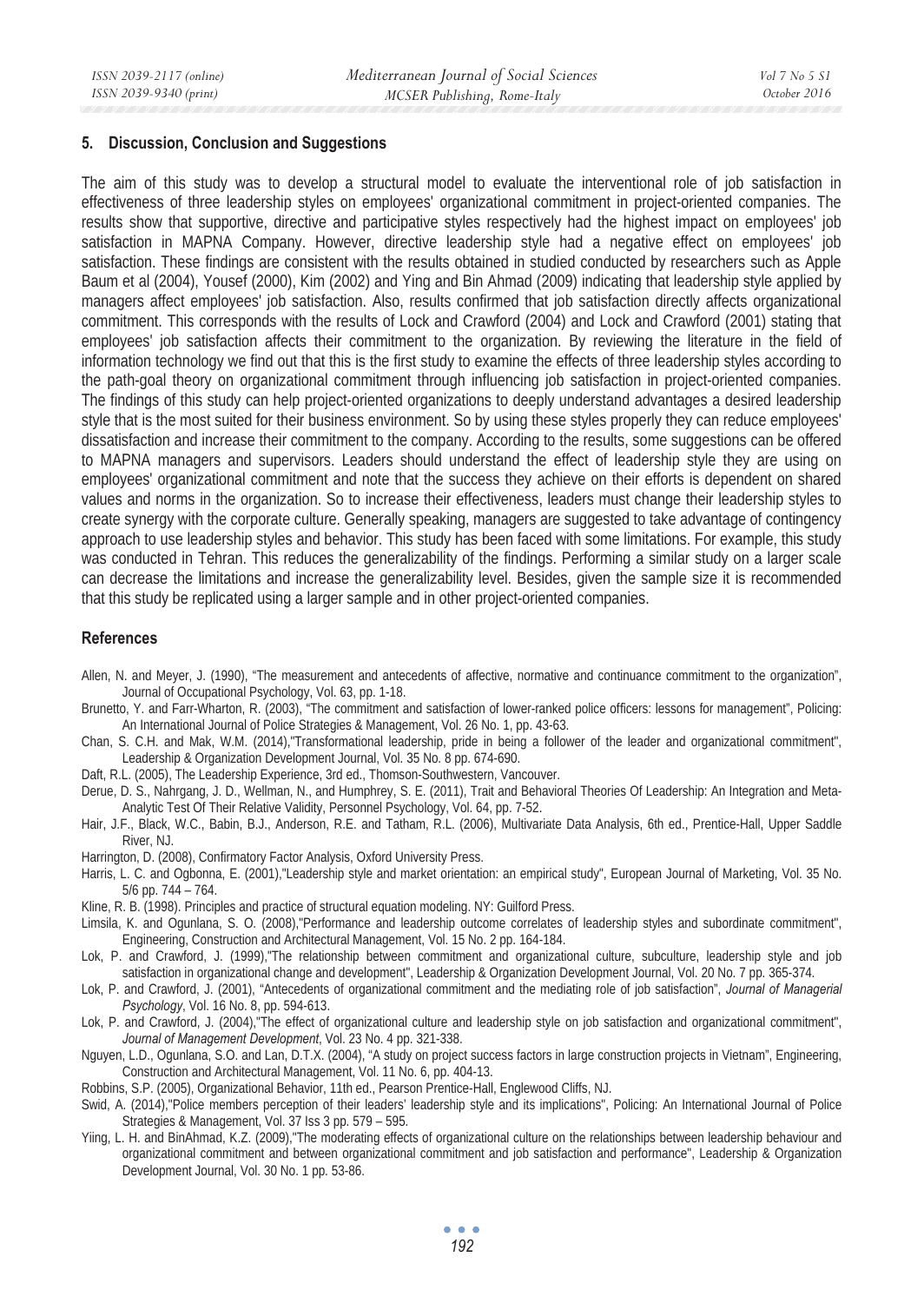## 5. Discussion, Conclusion and Suggestions

The aim of this study was to develop a structural model to evaluate the interventional role of job satisfaction in effectiveness of three leadership styles on employees' organizational commitment in project-oriented companies. The results show that supportive, directive and participative styles respectively had the highest impact on employees' job satisfaction in MAPNA Company. However, directive leadership style had a negative effect on employees' job satisfaction. These findings are consistent with the results obtained in studied conducted by researchers such as Apple Baum et al (2004), Yousef (2000), Kim (2002) and Ying and Bin Ahmad (2009) indicating that leadership style applied by managers affect employees' job satisfaction. Also, results confirmed that job satisfaction directly affects organizational commitment. This corresponds with the results of Lock and Crawford (2004) and Lock and Crawford (2001) stating that employees' job satisfaction affects their commitment to the organization. By reviewing the literature in the field of information technology we find out that this is the first study to examine the effects of three leadership styles according to the path-goal theory on organizational commitment through influencing job satisfaction in project-oriented companies. The findings of this study can help project-oriented organizations to deeply understand advantages a desired leadership style that is the most suited for their business environment. So by using these styles properly they can reduce employees' dissatisfaction and increase their commitment to the company. According to the results, some suggestions can be offered to MAPNA managers and supervisors. Leaders should understand the effect of leadership style they are using on employees' organizational commitment and note that the success they achieve on their efforts is dependent on shared values and norms in the organization. So to increase their effectiveness, leaders must change their leadership styles to create synergy with the corporate culture. Generally speaking, managers are suggested to take advantage of contingency approach to use leadership styles and behavior. This study has been faced with some limitations. For example, this study was conducted in Tehran. This reduces the generalizability of the findings. Performing a similar study on a larger scale can decrease the limitations and increase the generalizability level. Besides, given the sample size it is recommended that this study be replicated using a larger sample and in other project-oriented companies.

## References

Allen, N. and Meyer, J. (1990), "The measurement and antecedents of affective, normative and continuance commitment to the organization", Journal of Occupational Psychology, Vol. 63, pp. 1-18.

Brunetto, Y. and Farr-Wharton, R. (2003), "The commitment and satisfaction of lower-ranked police officers: lessons for management", Policing: An International Journal of Police Strategies & Management, Vol. 26 No. 1, pp. 43-63.

Chan, S. C.H. and Mak, W.M. (2014),"Transformational leadership, pride in being a follower of the leader and organizational commitment", Leadership & Organization Development Journal, Vol. 35 No. 8 pp. 674-690.

Daft, R.L. (2005), The Leadership Experience, 3rd ed., Thomson-Southwestern, Vancouver.

Derue, D. S., Nahrgang, J. D., Wellman, N., and Humphrey, S. E. (2011), Trait and Behavioral Theories Of Leadership: An Integration and Meta-Analytic Test Of Their Relative Validity, Personnel Psychology, Vol. 64, pp. 7-52.

Hair, J.F., Black, W.C., Babin, B.J., Anderson, R.E. and Tatham, R.L. (2006), Multivariate Data Analysis, 6th ed., Prentice-Hall, Upper Saddle River, NJ.

Harrington, D. (2008), Confirmatory Factor Analysis, Oxford University Press.

Harris, L. C. and Ogbonna, E. (2001),"Leadership style and market orientation: an empirical study", European Journal of Marketing, Vol. 35 No. 5/6 pp. 744 – 764.

Kline, R. B. (1998). Principles and practice of structural equation modeling. NY: Guilford Press.

Limsila, K. and Ogunlana, S. O. (2008),"Performance and leadership outcome correlates of leadership styles and subordinate commitment", Engineering, Construction and Architectural Management, Vol. 15 No. 2 pp. 164-184.

Lok, P. and Crawford, J. (1999),"The relationship between commitment and organizational culture, subculture, leadership style and job satisfaction in organizational change and development", Leadership & Organization Development Journal, Vol. 20 No. 7 pp. 365-374.

Lok, P. and Crawford, J. (2001), "Antecedents of organizational commitment and the mediating role of job satisfaction", *Journal of Managerial Psychology*, Vol. 16 No. 8, pp. 594-613.

Lok, P. and Crawford, J. (2004),"The effect of organizational culture and leadership style on job satisfaction and organizational commitment", *Journal of Management Development*, Vol. 23 No. 4 pp. 321-338.

Nguyen, L.D., Ogunlana, S.O. and Lan, D.T.X. (2004), "A study on project success factors in large construction projects in Vietnam", Engineering, Construction and Architectural Management, Vol. 11 No. 6, pp. 404-13.

Robbins, S.P. (2005), Organizational Behavior, 11th ed., Pearson Prentice-Hall, Englewood Cliffs, NJ.

Swid, A. (2014),"Police members perception of their leaders' leadership style and its implications", Policing: An International Journal of Police Strategies & Management, Vol. 37 Iss 3 pp. 579 – 595.

Yiing, L. H. and BinAhmad, K.Z. (2009),"The moderating effects of organizational culture on the relationships between leadership behaviour and organizational commitment and between organizational commitment and job satisfaction and performance", Leadership & Organization Development Journal, Vol. 30 No. 1 pp. 53-86.